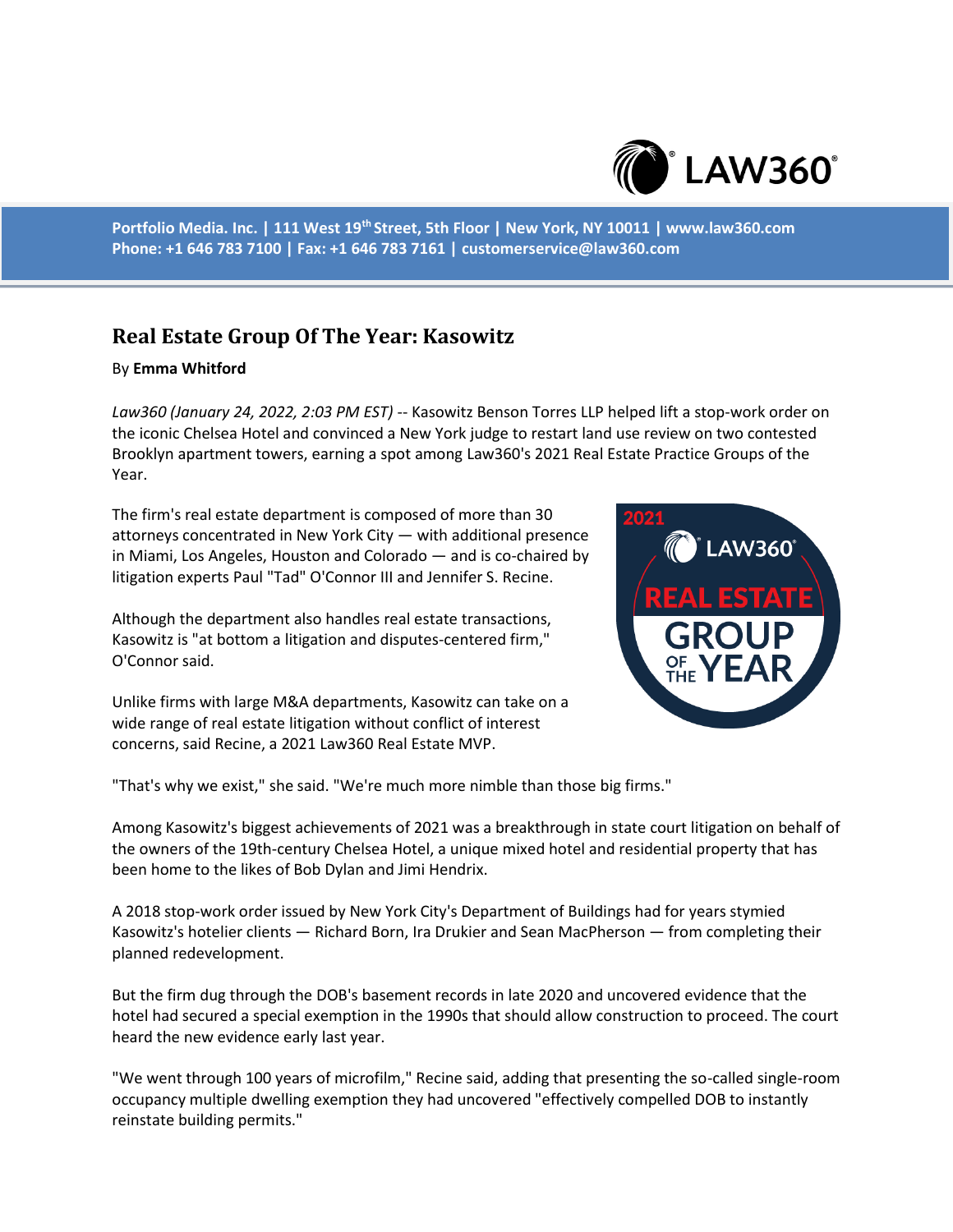Portfolio Media. Inc. | 111 West 19th Street, 5th Floor | New York, NY 10011 | www.law360.com
Phone: +1 646 783 7100 | Fax: +1 646 783 7161 | customerservice@law360.com

# Real Estate Group Of The Year: Kasowitz

By **Emma Whitford**

*Law360 (January 24, 2022, 2:03 PM EST)* -- Kasowitz Benson Torres LLP helped lift a stop-work order on the iconic Chelsea Hotel and convinced a New York judge to restart land use review on two contested Brooklyn apartment towers, earning a spot among Law360's 2021 Real Estate Practice Groups of the Year.

The firm's real estate department is composed of more than 30 attorneys concentrated in New York City — with additional presence in Miami, Los Angeles, Houston and Colorado — and is co-chaired by litigation experts Paul "Tad" O'Connor III and Jennifer S. Recine.

Although the department also handles real estate transactions, Kasowitz is "at bottom a litigation and disputes-centered firm," O'Connor said.

Unlike firms with large M&A departments, Kasowitz can take on a wide range of real estate litigation without conflict of interest concerns, said Recine, a 2021 Law360 Real Estate MVP.

"That's why we exist," she said. "We're much more nimble than those big firms."

Among Kasowitz's biggest achievements of 2021 was a breakthrough in state court litigation on behalf of the owners of the 19th-century Chelsea Hotel, a unique mixed hotel and residential property that has been home to the likes of Bob Dylan and Jimi Hendrix.

A 2018 stop-work order issued by New York City's Department of Buildings had for years stymied Kasowitz's hotelier clients — Richard Born, Ira Drukier and Sean MacPherson — from completing their planned redevelopment.

But the firm dug through the DOB's basement records in late 2020 and uncovered evidence that the hotel had secured a special exemption in the 1990s that should allow construction to proceed. The court heard the new evidence early last year.

"We went through 100 years of microfilm," Recine said, adding that presenting the so-called single-room occupancy multiple dwelling exemption they had uncovered "effectively compelled DOB to instantly reinstate building permits."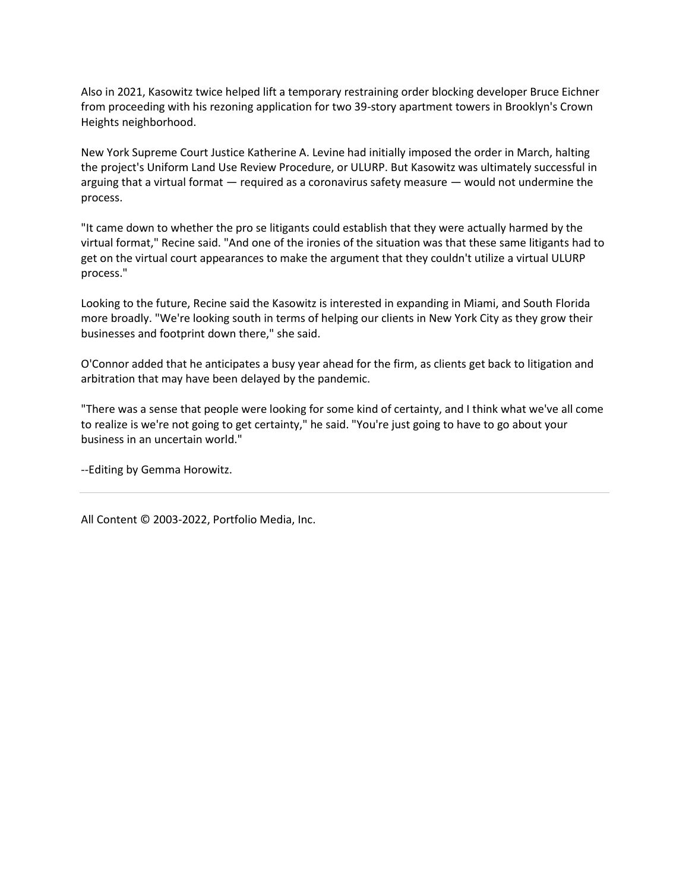Also in 2021, Kasowitz twice helped lift a temporary restraining order blocking developer Bruce Eichner from proceeding with his rezoning application for two 39-story apartment towers in Brooklyn's Crown Heights neighborhood.

New York Supreme Court Justice Katherine A. Levine had initially imposed the order in March, halting the project's Uniform Land Use Review Procedure, or ULURP. But Kasowitz was ultimately successful in arguing that a virtual format — required as a coronavirus safety measure — would not undermine the process.

"It came down to whether the pro se litigants could establish that they were actually harmed by the virtual format," Recine said. "And one of the ironies of the situation was that these same litigants had to get on the virtual court appearances to make the argument that they couldn't utilize a virtual ULURP process."

Looking to the future, Recine said the Kasowitz is interested in expanding in Miami, and South Florida more broadly. "We're looking south in terms of helping our clients in New York City as they grow their businesses and footprint down there," she said.

O'Connor added that he anticipates a busy year ahead for the firm, as clients get back to litigation and arbitration that may have been delayed by the pandemic.

"There was a sense that people were looking for some kind of certainty, and I think what we've all come to realize is we're not going to get certainty," he said. "You're just going to have to go about your business in an uncertain world."

--Editing by Gemma Horowitz.

---

All Content © 2003-2022, Portfolio Media, Inc.